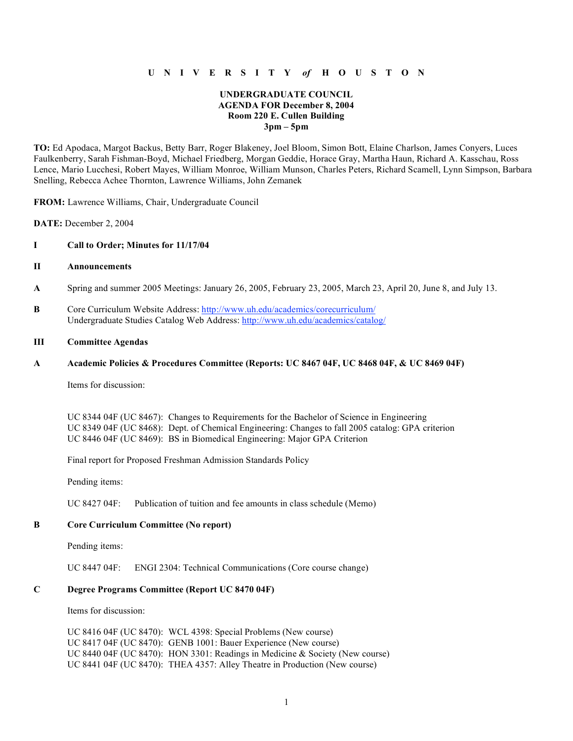**U N I V E R S I T Y *of* H O U S T O N**

**UNDERGRADUATE COUNCIL**
**AGENDA FOR December 8, 2004**
**Room 220 E. Cullen Building**
**3pm – 5pm**

**TO:** Ed Apodaca, Margot Backus, Betty Barr, Roger Blakeney, Joel Bloom, Simon Bott, Elaine Charlson, James Conyers, Luces Faulkenberry, Sarah Fishman-Boyd, Michael Friedberg, Morgan Geddie, Horace Gray, Martha Haun, Richard A. Kasschau, Ross Lence, Mario Lucchesi, Robert Mayes, William Monroe, William Munson, Charles Peters, Richard Scamell, Lynn Simpson, Barbara Snelling, Rebecca Achee Thornton, Lawrence Williams, John Zemanek

**FROM:** Lawrence Williams, Chair, Undergraduate Council

**DATE:** December 2, 2004

**I Call to Order; Minutes for 11/17/04**

**II Announcements**

**A** Spring and summer 2005 Meetings: January 26, 2005, February 23, 2005, March 23, April 20, June 8, and July 13.

**B** Core Curriculum Website Address: http://www.uh.edu/academics/corecurriculum/
Undergraduate Studies Catalog Web Address: http://www.uh.edu/academics/catalog/

**III Committee Agendas**

**A Academic Policies & Procedures Committee (Reports: UC 8467 04F, UC 8468 04F, & UC 8469 04F)**

Items for discussion:

UC 8344 04F (UC 8467): Changes to Requirements for the Bachelor of Science in Engineering
UC 8349 04F (UC 8468): Dept. of Chemical Engineering: Changes to fall 2005 catalog: GPA criterion
UC 8446 04F (UC 8469): BS in Biomedical Engineering: Major GPA Criterion

Final report for Proposed Freshman Admission Standards Policy

Pending items:

UC 8427 04F: Publication of tuition and fee amounts in class schedule (Memo)

**B Core Curriculum Committee (No report)**

Pending items:

UC 8447 04F: ENGI 2304: Technical Communications (Core course change)

**C Degree Programs Committee (Report UC 8470 04F)**

Items for discussion:

UC 8416 04F (UC 8470): WCL 4398: Special Problems (New course)
UC 8417 04F (UC 8470): GENB 1001: Bauer Experience (New course)
UC 8440 04F (UC 8470): HON 3301: Readings in Medicine & Society (New course)
UC 8441 04F (UC 8470): THEA 4357: Alley Theatre in Production (New course)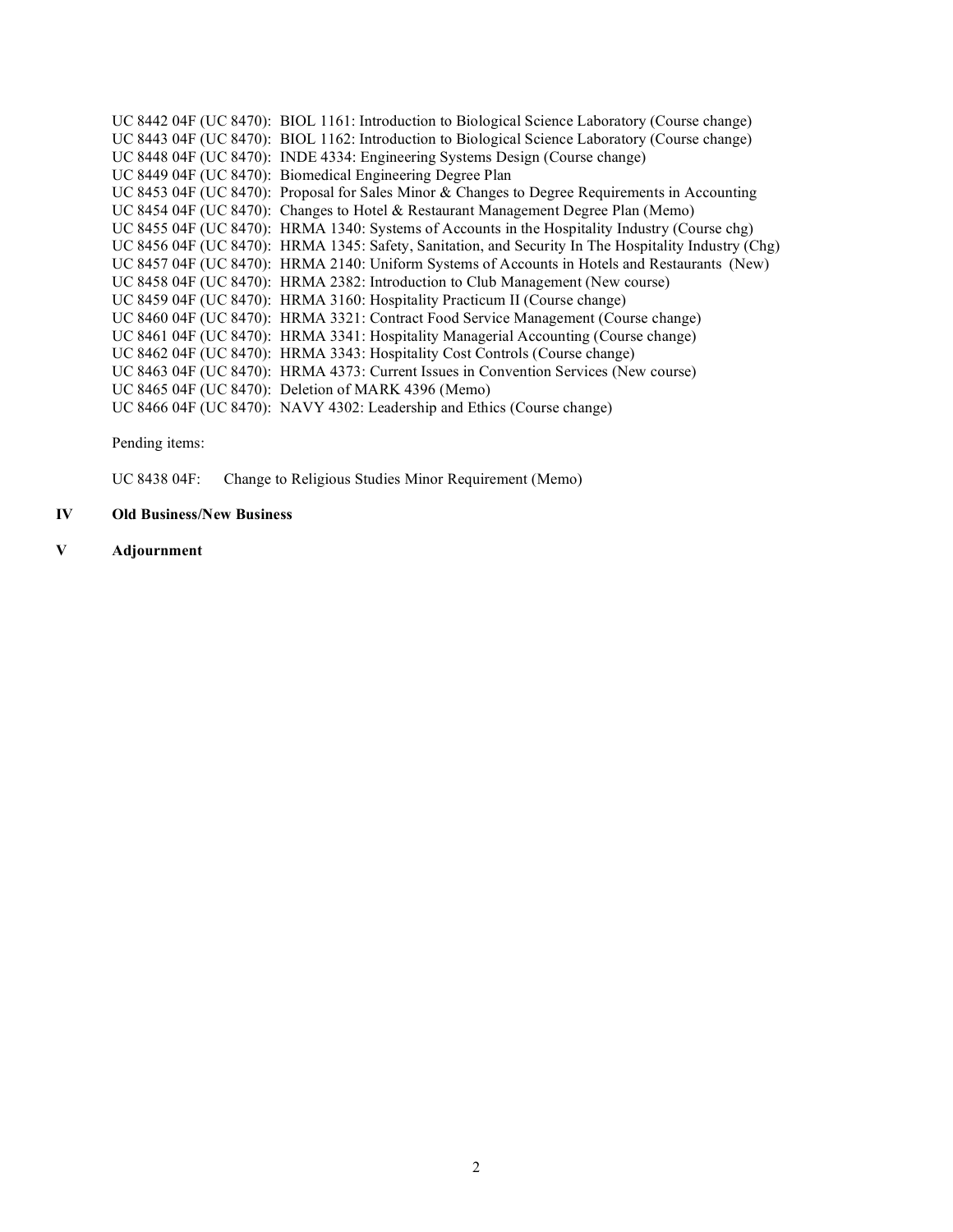UC 8442 04F (UC 8470): BIOL 1161: Introduction to Biological Science Laboratory (Course change)
UC 8443 04F (UC 8470): BIOL 1162: Introduction to Biological Science Laboratory (Course change)
UC 8448 04F (UC 8470): INDE 4334: Engineering Systems Design (Course change)
UC 8449 04F (UC 8470): Biomedical Engineering Degree Plan
UC 8453 04F (UC 8470): Proposal for Sales Minor & Changes to Degree Requirements in Accounting
UC 8454 04F (UC 8470): Changes to Hotel & Restaurant Management Degree Plan (Memo)
UC 8455 04F (UC 8470): HRMA 1340: Systems of Accounts in the Hospitality Industry (Course chg)
UC 8456 04F (UC 8470): HRMA 1345: Safety, Sanitation, and Security In The Hospitality Industry (Chg)
UC 8457 04F (UC 8470): HRMA 2140: Uniform Systems of Accounts in Hotels and Restaurants (New)
UC 8458 04F (UC 8470): HRMA 2382: Introduction to Club Management (New course)
UC 8459 04F (UC 8470): HRMA 3160: Hospitality Practicum II (Course change)
UC 8460 04F (UC 8470): HRMA 3321: Contract Food Service Management (Course change)
UC 8461 04F (UC 8470): HRMA 3341: Hospitality Managerial Accounting (Course change)
UC 8462 04F (UC 8470): HRMA 3343: Hospitality Cost Controls (Course change)
UC 8463 04F (UC 8470): HRMA 4373: Current Issues in Convention Services (New course)
UC 8465 04F (UC 8470): Deletion of MARK 4396 (Memo)
UC 8466 04F (UC 8470): NAVY 4302: Leadership and Ethics (Course change)

Pending items:

UC 8438 04F: Change to Religious Studies Minor Requirement (Memo)

## IV Old Business/New Business

## V Adjournment